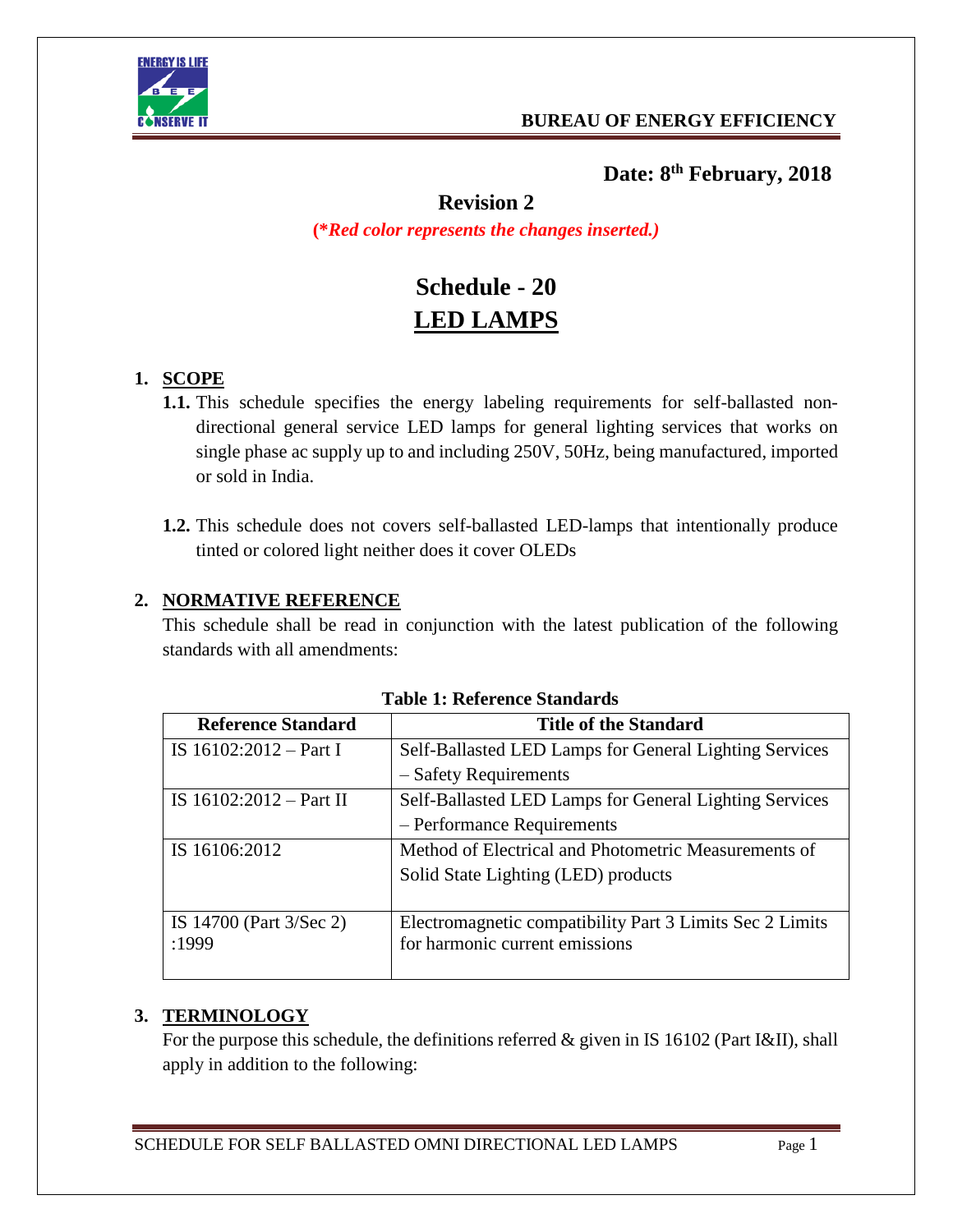**BUREAU OF ENERGY EFFICIENCY**

**Date: 8th February, 2018**

**Revision 2**

***(\*Red color represents the changes inserted.)***

# Schedule - 20

# LED LAMPS

## 1. SCOPE

**1.1.** This schedule specifies the energy labeling requirements for self-ballasted non-directional general service LED lamps for general lighting services that works on single phase ac supply up to and including 250V, 50Hz, being manufactured, imported or sold in India.

**1.2.** This schedule does not covers self-ballasted LED-lamps that intentionally produce tinted or colored light neither does it cover OLEDs

## 2. NORMATIVE REFERENCE

This schedule shall be read in conjunction with the latest publication of the following standards with all amendments:

**Table 1: Reference Standards**

| Reference Standard | Title of the Standard |
|---|---|
| IS 16102:2012 – Part I | Self-Ballasted LED Lamps for General Lighting Services – Safety Requirements |
| IS 16102:2012 – Part II | Self-Ballasted LED Lamps for General Lighting Services – Performance Requirements |
| IS 16106:2012 | Method of Electrical and Photometric Measurements of Solid State Lighting (LED) products |
| IS 14700 (Part 3/Sec 2) :1999 | Electromagnetic compatibility Part 3 Limits Sec 2 Limits for harmonic current emissions |

## 3. TERMINOLOGY

For the purpose this schedule, the definitions referred & given in IS 16102 (Part I&II), shall apply in addition to the following: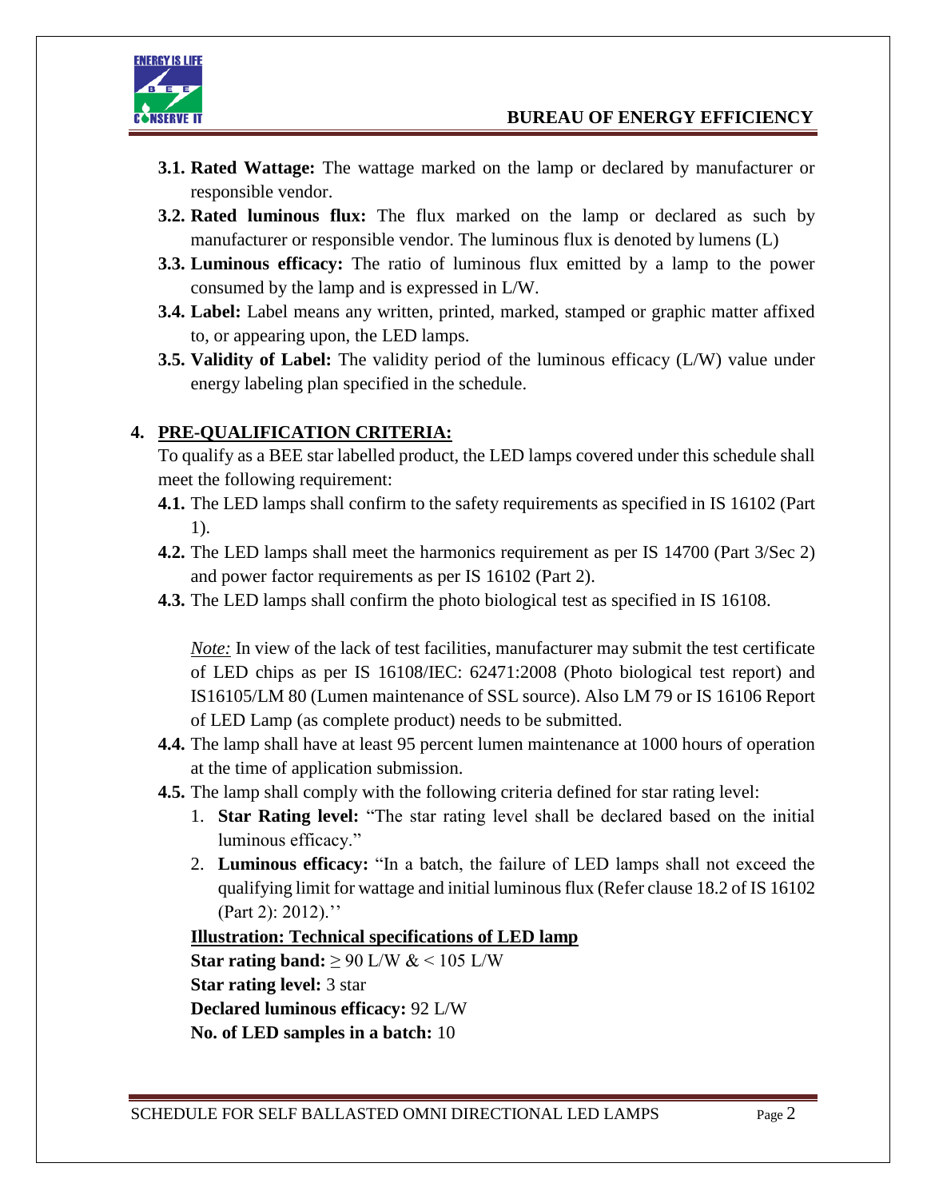**3.1. Rated Wattage:** The wattage marked on the lamp or declared by manufacturer or responsible vendor.

**3.2. Rated luminous flux:** The flux marked on the lamp or declared as such by manufacturer or responsible vendor. The luminous flux is denoted by lumens (L)

**3.3. Luminous efficacy:** The ratio of luminous flux emitted by a lamp to the power consumed by the lamp and is expressed in L/W.

**3.4. Label:** Label means any written, printed, marked, stamped or graphic matter affixed to, or appearing upon, the LED lamps.

**3.5. Validity of Label:** The validity period of the luminous efficacy (L/W) value under energy labeling plan specified in the schedule.

## 4. PRE-QUALIFICATION CRITERIA:

To qualify as a BEE star labelled product, the LED lamps covered under this schedule shall meet the following requirement:

**4.1.** The LED lamps shall confirm to the safety requirements as specified in IS 16102 (Part 1).

**4.2.** The LED lamps shall meet the harmonics requirement as per IS 14700 (Part 3/Sec 2) and power factor requirements as per IS 16102 (Part 2).

**4.3.** The LED lamps shall confirm the photo biological test as specified in IS 16108.

*Note:* In view of the lack of test facilities, manufacturer may submit the test certificate of LED chips as per IS 16108/IEC: 62471:2008 (Photo biological test report) and IS16105/LM 80 (Lumen maintenance of SSL source). Also LM 79 or IS 16106 Report of LED Lamp (as complete product) needs to be submitted.

**4.4.** The lamp shall have at least 95 percent lumen maintenance at 1000 hours of operation at the time of application submission.

**4.5.** The lamp shall comply with the following criteria defined for star rating level:

1. **Star Rating level:** "The star rating level shall be declared based on the initial luminous efficacy."
2. **Luminous efficacy:** "In a batch, the failure of LED lamps shall not exceed the qualifying limit for wattage and initial luminous flux (Refer clause 18.2 of IS 16102 (Part 2): 2012).''

**Illustration: Technical specifications of LED lamp**

**Star rating band:** ≥ 90 L/W & < 105 L/W

**Star rating level:** 3 star

**Declared luminous efficacy:** 92 L/W

**No. of LED samples in a batch:** 10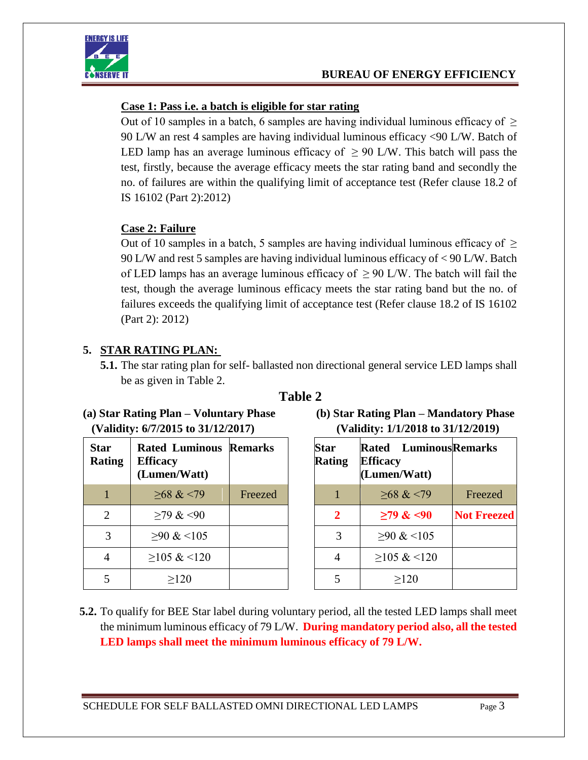**Case 1: Pass i.e. a batch is eligible for star rating**

Out of 10 samples in a batch, 6 samples are having individual luminous efficacy of ≥ 90 L/W an rest 4 samples are having individual luminous efficacy <90 L/W. Batch of LED lamp has an average luminous efficacy of ≥ 90 L/W. This batch will pass the test, firstly, because the average efficacy meets the star rating band and secondly the no. of failures are within the qualifying limit of acceptance test (Refer clause 18.2 of IS 16102 (Part 2):2012)

**Case 2: Failure**

Out of 10 samples in a batch, 5 samples are having individual luminous efficacy of ≥ 90 L/W and rest 5 samples are having individual luminous efficacy of < 90 L/W. Batch of LED lamps has an average luminous efficacy of ≥ 90 L/W. The batch will fail the test, though the average luminous efficacy meets the star rating band but the no. of failures exceeds the qualifying limit of acceptance test (Refer clause 18.2 of IS 16102 (Part 2): 2012)

## 5. STAR RATING PLAN:

**5.1.** The star rating plan for self- ballasted non directional general service LED lamps shall be as given in Table 2.

**Table 2**

**(a) Star Rating Plan – Voluntary Phase (Validity: 6/7/2015 to 31/12/2017)**

| Star Rating | Rated Luminous Efficacy (Lumen/Watt) | Remarks |
|---|---|---|
| 1 | ≥68 & <79 | Freezed |
| 2 | ≥79 & <90 | |
| 3 | ≥90 & <105 | |
| 4 | ≥105 & <120 | |
| 5 | ≥120 | |

**(b) Star Rating Plan – Mandatory Phase (Validity: 1/1/2018 to 31/12/2019)**

| Star Rating | Rated Luminous Efficacy (Lumen/Watt) | Remarks |
|---|---|---|
| 1 | ≥68 & <79 | Freezed |
| **2** | **≥79 & <90** | **Not Freezed** |
| 3 | ≥90 & <105 | |
| 4 | ≥105 & <120 | |
| 5 | ≥120 | |

**5.2.** To qualify for BEE Star label during voluntary period, all the tested LED lamps shall meet the minimum luminous efficacy of 79 L/W. **During mandatory period also, all the tested LED lamps shall meet the minimum luminous efficacy of 79 L/W.**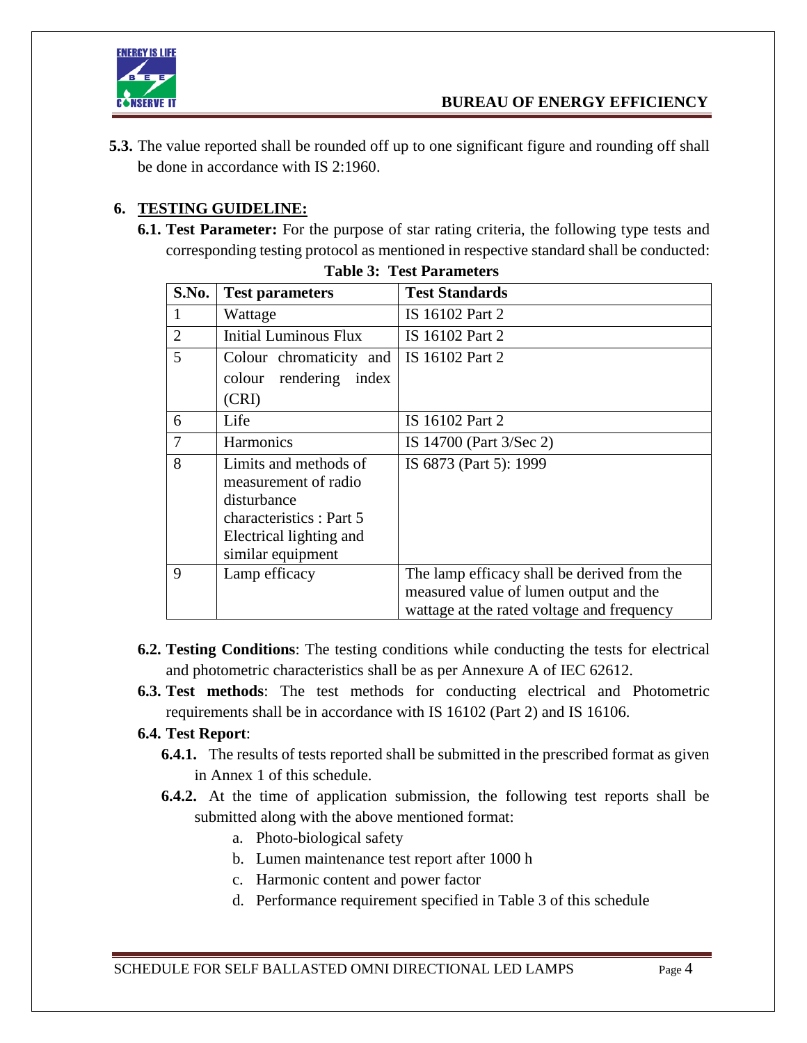**5.3.** The value reported shall be rounded off up to one significant figure and rounding off shall be done in accordance with IS 2:1960.

## 6. TESTING GUIDELINE:

**6.1. Test Parameter:** For the purpose of star rating criteria, the following type tests and corresponding testing protocol as mentioned in respective standard shall be conducted:

**Table 3: Test Parameters**

| S.No. | Test parameters | Test Standards |
|---|---|---|
| 1 | Wattage | IS 16102 Part 2 |
| 2 | Initial Luminous Flux | IS 16102 Part 2 |
| 5 | Colour chromaticity and colour rendering index (CRI) | IS 16102 Part 2 |
| 6 | Life | IS 16102 Part 2 |
| 7 | Harmonics | IS 14700 (Part 3/Sec 2) |
| 8 | Limits and methods of measurement of radio disturbance characteristics : Part 5 Electrical lighting and similar equipment | IS 6873 (Part 5): 1999 |
| 9 | Lamp efficacy | The lamp efficacy shall be derived from the measured value of lumen output and the wattage at the rated voltage and frequency |

**6.2. Testing Conditions**: The testing conditions while conducting the tests for electrical and photometric characteristics shall be as per Annexure A of IEC 62612.

**6.3. Test methods**: The test methods for conducting electrical and Photometric requirements shall be in accordance with IS 16102 (Part 2) and IS 16106.

**6.4. Test Report**:

**6.4.1.** The results of tests reported shall be submitted in the prescribed format as given in Annex 1 of this schedule.

**6.4.2.** At the time of application submission, the following test reports shall be submitted along with the above mentioned format:

a. Photo-biological safety
b. Lumen maintenance test report after 1000 h
c. Harmonic content and power factor
d. Performance requirement specified in Table 3 of this schedule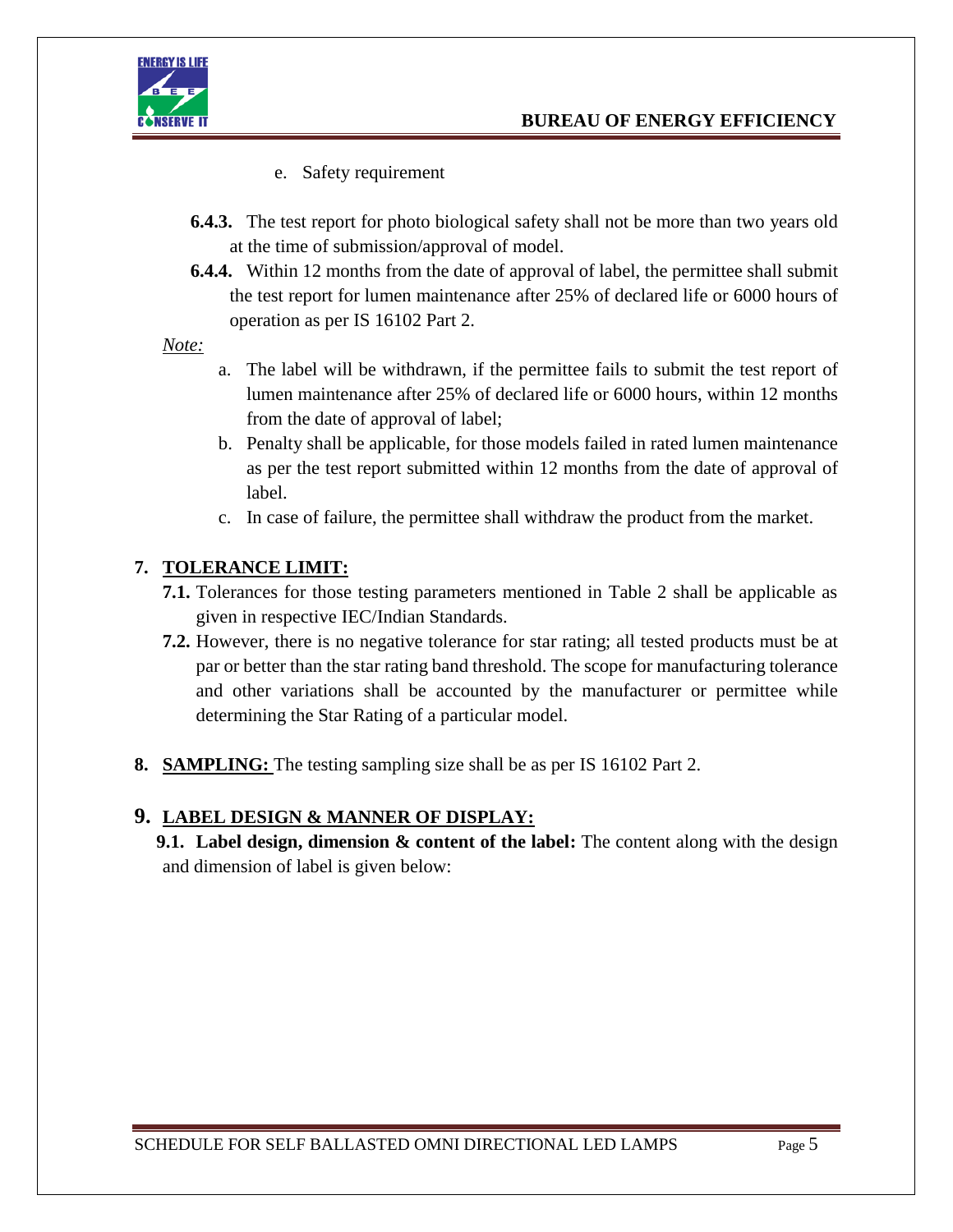e. Safety requirement

**6.4.3.** The test report for photo biological safety shall not be more than two years old at the time of submission/approval of model.

**6.4.4.** Within 12 months from the date of approval of label, the permittee shall submit the test report for lumen maintenance after 25% of declared life or 6000 hours of operation as per IS 16102 Part 2.

*Note:*

a. The label will be withdrawn, if the permittee fails to submit the test report of lumen maintenance after 25% of declared life or 6000 hours, within 12 months from the date of approval of label;

b. Penalty shall be applicable, for those models failed in rated lumen maintenance as per the test report submitted within 12 months from the date of approval of label.

c. In case of failure, the permittee shall withdraw the product from the market.

## 7. TOLERANCE LIMIT:

**7.1.** Tolerances for those testing parameters mentioned in Table 2 shall be applicable as given in respective IEC/Indian Standards.

**7.2.** However, there is no negative tolerance for star rating; all tested products must be at par or better than the star rating band threshold. The scope for manufacturing tolerance and other variations shall be accounted by the manufacturer or permittee while determining the Star Rating of a particular model.

## 8. SAMPLING:

The testing sampling size shall be as per IS 16102 Part 2.

## 9. LABEL DESIGN & MANNER OF DISPLAY:

**9.1. Label design, dimension & content of the label:** The content along with the design and dimension of label is given below: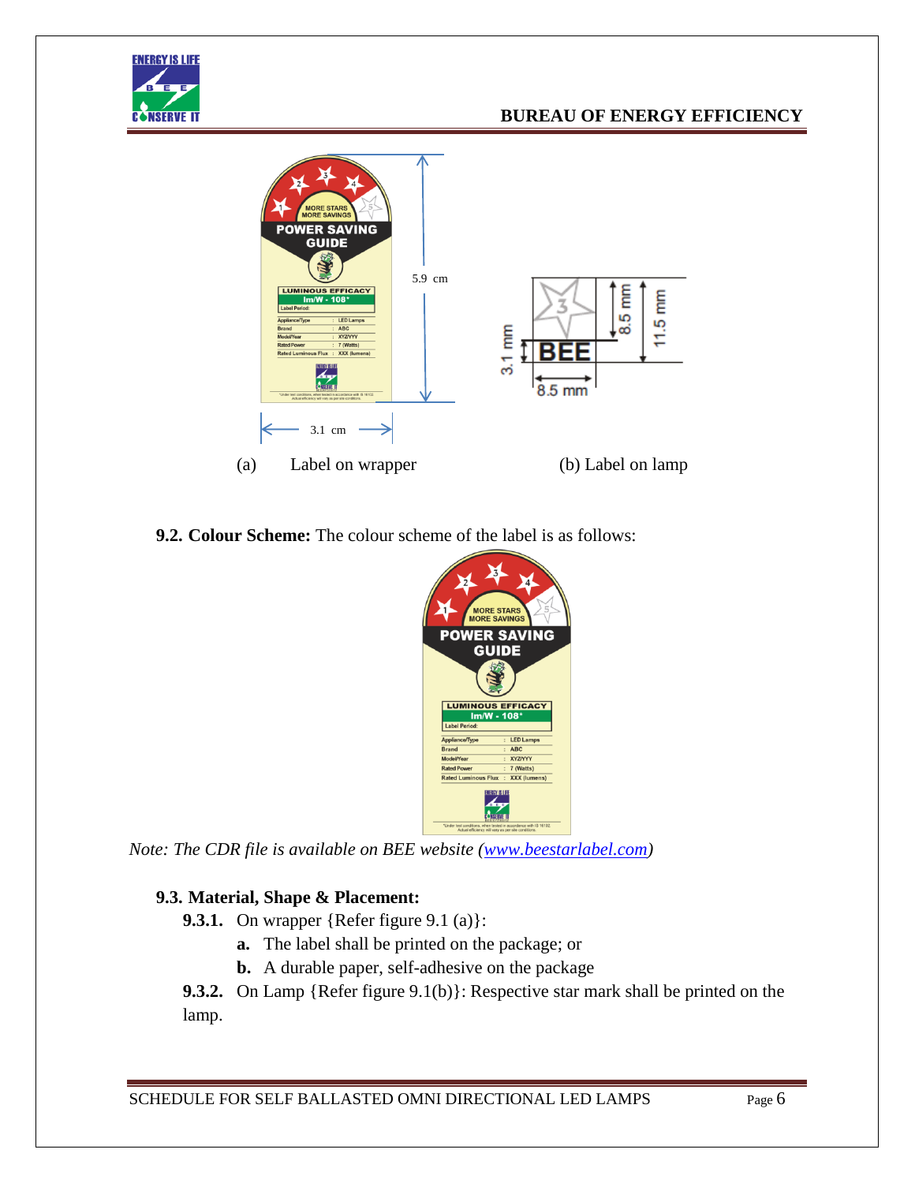5.9 cm

3.1 cm

3.1 mm

8.5 mm

11.5 mm

8.5 mm

(a) Label on wrapper (b) Label on lamp

**9.2. Colour Scheme:** The colour scheme of the label is as follows:

*Note: The CDR file is available on BEE website ([www.beestarlabel.com](http://www.beestarlabel.com))*

**9.3. Material, Shape & Placement:**

**9.3.1.** On wrapper {Refer figure 9.1 (a)}:

- **a.** The label shall be printed on the package; or
- **b.** A durable paper, self-adhesive on the package

**9.3.2.** On Lamp {Refer figure 9.1(b)}: Respective star mark shall be printed on the lamp.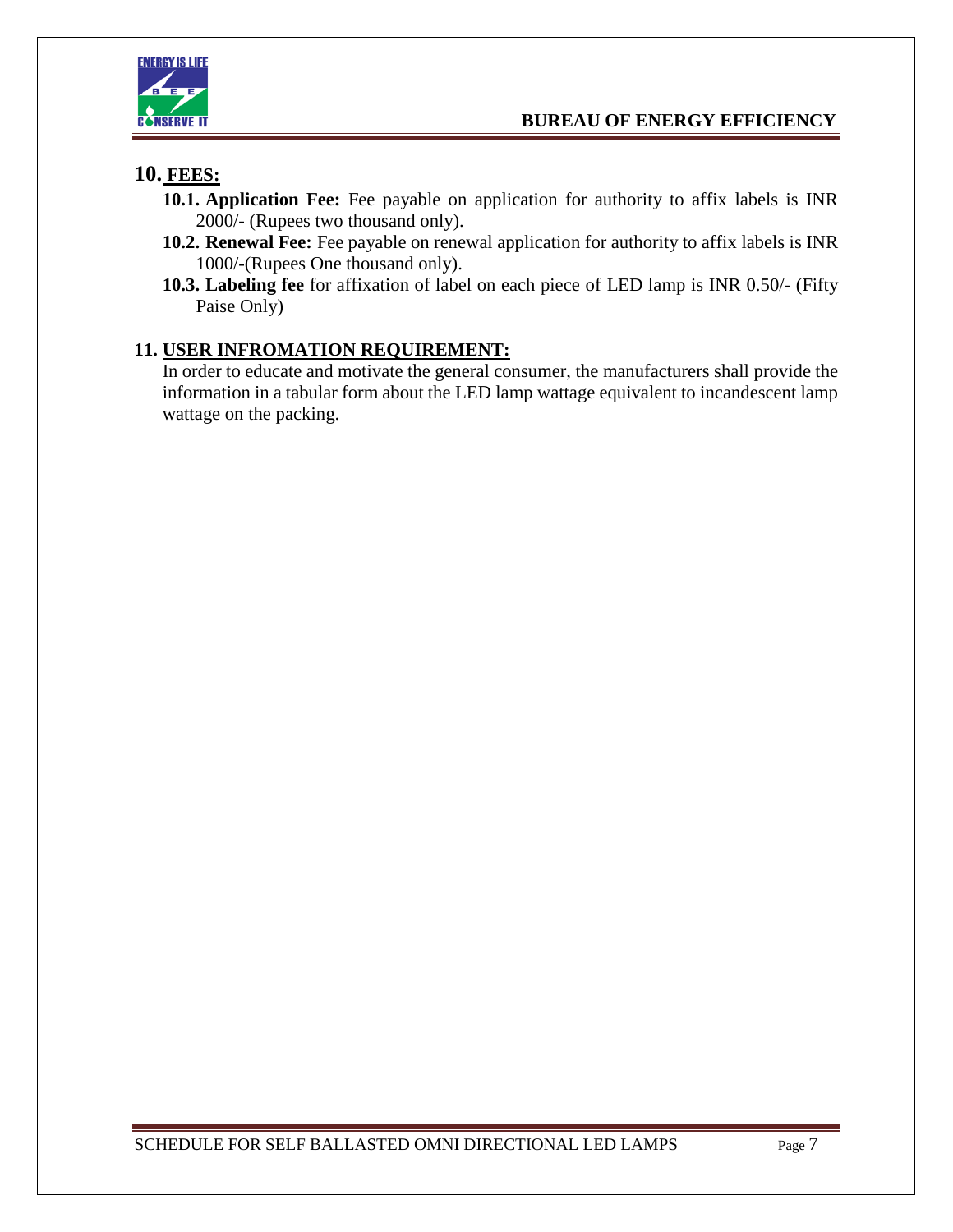## 10. FEES:

**10.1. Application Fee:** Fee payable on application for authority to affix labels is INR 2000/- (Rupees two thousand only).

**10.2. Renewal Fee:** Fee payable on renewal application for authority to affix labels is INR 1000/-(Rupees One thousand only).

**10.3. Labeling fee** for affixation of label on each piece of LED lamp is INR 0.50/- (Fifty Paise Only)

## 11. USER INFROMATION REQUIREMENT:

In order to educate and motivate the general consumer, the manufacturers shall provide the information in a tabular form about the LED lamp wattage equivalent to incandescent lamp wattage on the packing.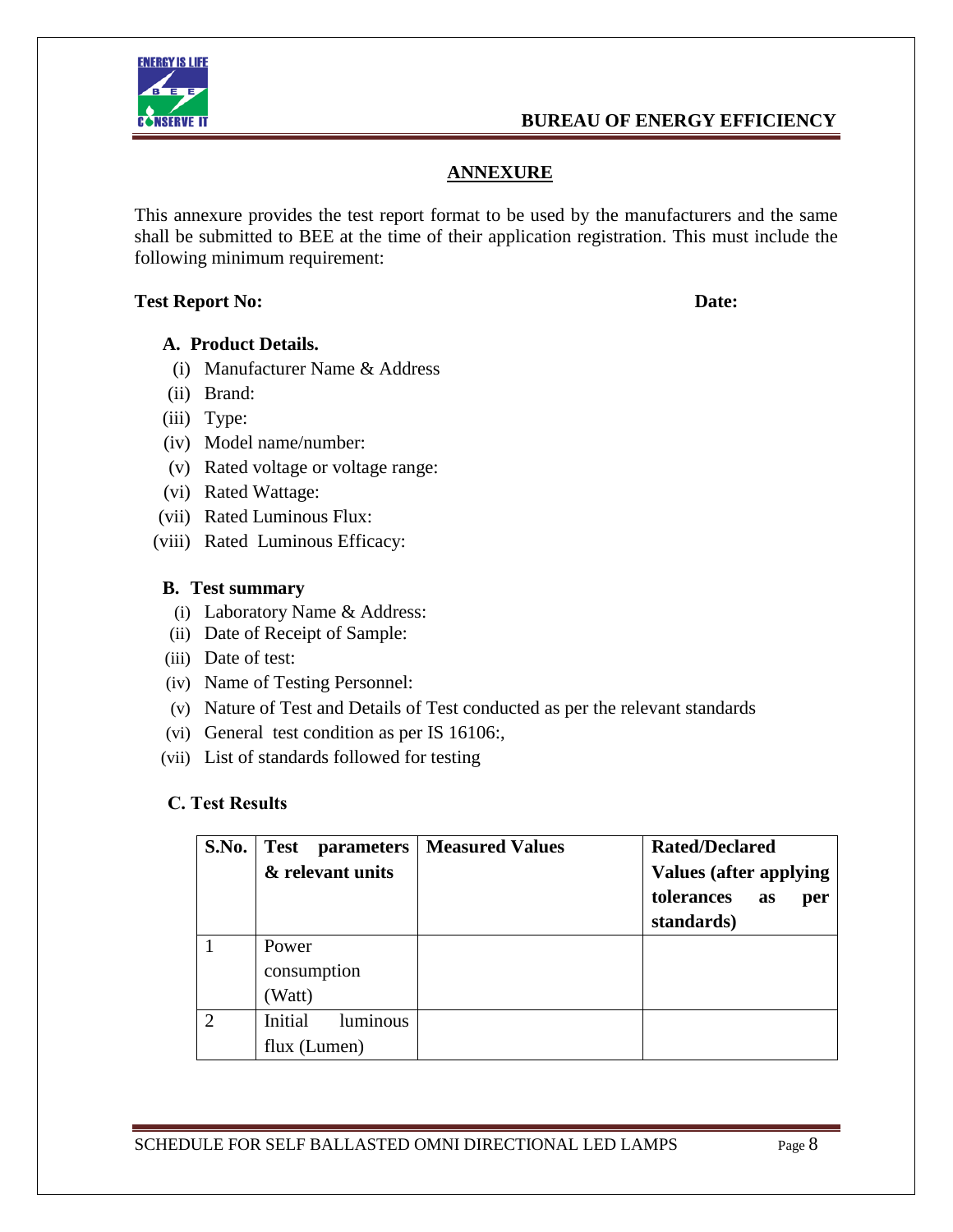## ANNEXURE

This annexure provides the test report format to be used by the manufacturers and the same shall be submitted to BEE at the time of their application registration. This must include the following minimum requirement:

**Test Report No:** **Date:**

**A. Product Details.**

(i) Manufacturer Name & Address
(ii) Brand:
(iii) Type:
(iv) Model name/number:
(v) Rated voltage or voltage range:
(vi) Rated Wattage:
(vii) Rated Luminous Flux:
(viii) Rated Luminous Efficacy:

**B. Test summary**

(i) Laboratory Name & Address:
(ii) Date of Receipt of Sample:
(iii) Date of test:
(iv) Name of Testing Personnel:
(v) Nature of Test and Details of Test conducted as per the relevant standards
(vi) General test condition as per IS 16106:,
(vii) List of standards followed for testing

**C. Test Results**

| S.No. | Test parameters & relevant units | Measured Values | Rated/Declared Values (after applying tolerances as per standards) |
|---|---|---|---|
| 1 | Power consumption (Watt) | | |
| 2 | Initial luminous flux (Lumen) | | |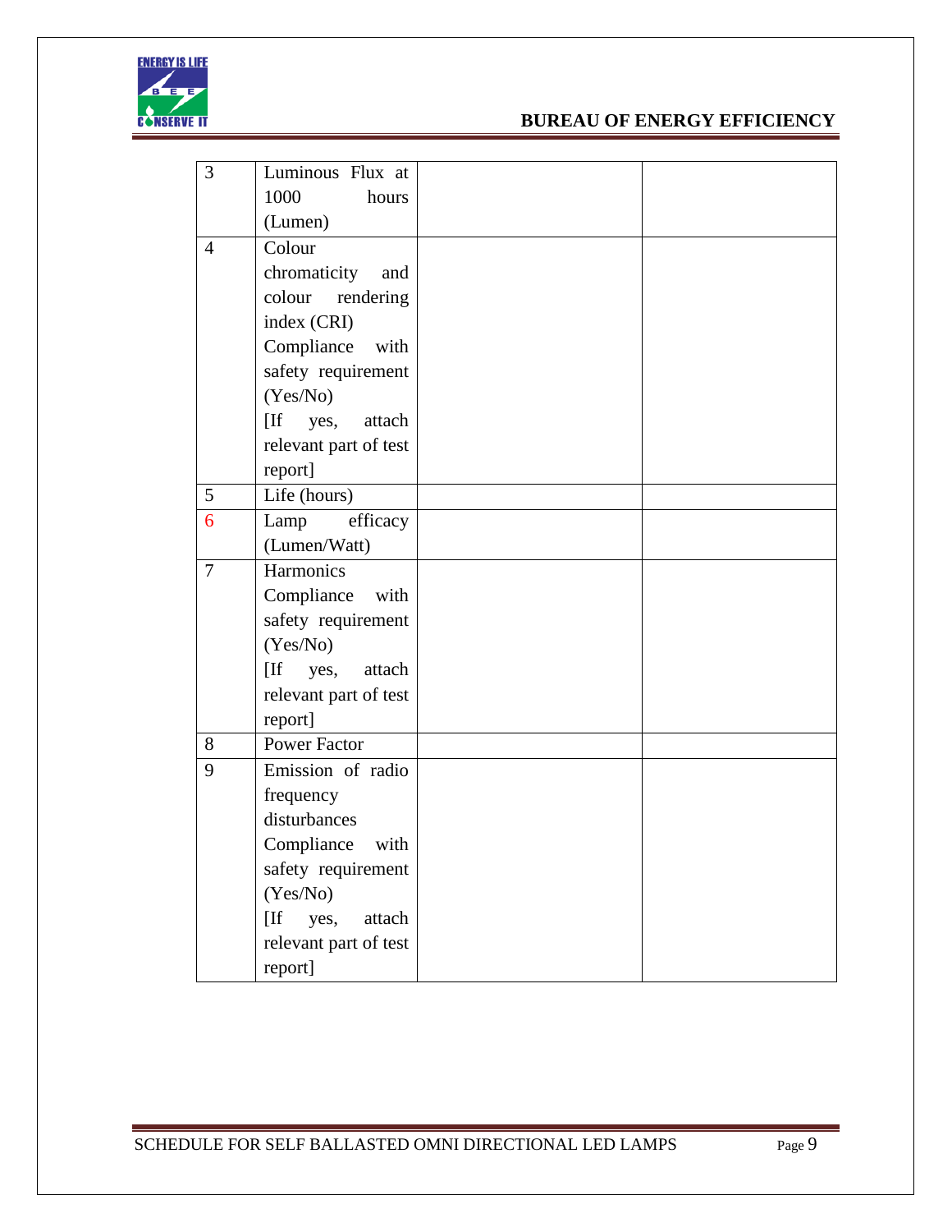| | | | |
|---|---|---|---|
| 3 | Luminous Flux at 1000 hours (Lumen) | | |
| 4 | Colour chromaticity and colour rendering index (CRI) Compliance with safety requirement (Yes/No) [If yes, attach relevant part of test report] | | |
| 5 | Life (hours) | | |
| 6 | Lamp efficacy (Lumen/Watt) | | |
| 7 | Harmonics Compliance with safety requirement (Yes/No) [If yes, attach relevant part of test report] | | |
| 8 | Power Factor | | |
| 9 | Emission of radio frequency disturbances Compliance with safety requirement (Yes/No) [If yes, attach relevant part of test report] | | |